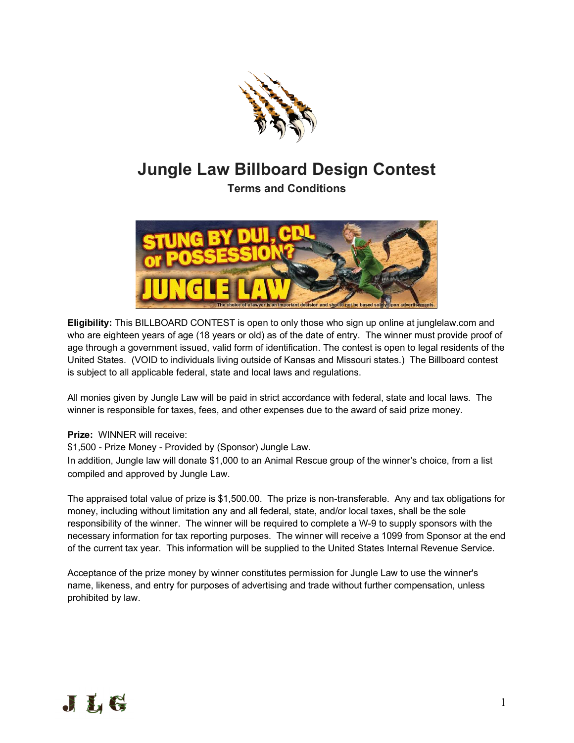# Jungle Law Billboard Design Contest

## Terms and Conditions

**Eligibility:** This BILLBOARD CONTEST is open to only those who sign up online at junglelaw.com and who are eighteen years of age (18 years or old) as of the date of entry. The winner must provide proof of age through a government issued, valid form of identification. The contest is open to legal residents of the United States. (VOID to individuals living outside of Kansas and Missouri states.) The Billboard contest is subject to all applicable federal, state and local laws and regulations.

All monies given by Jungle Law will be paid in strict accordance with federal, state and local laws. The winner is responsible for taxes, fees, and other expenses due to the award of said prize money.

**Prize:** WINNER will receive:
$1,500 - Prize Money - Provided by (Sponsor) Jungle Law.
In addition, Jungle law will donate $1,000 to an Animal Rescue group of the winner's choice, from a list compiled and approved by Jungle Law.

The appraised total value of prize is $1,500.00. The prize is non-transferable. Any and tax obligations for money, including without limitation any and all federal, state, and/or local taxes, shall be the sole responsibility of the winner. The winner will be required to complete a W-9 to supply sponsors with the necessary information for tax reporting purposes. The winner will receive a 1099 from Sponsor at the end of the current tax year. This information will be supplied to the United States Internal Revenue Service.

Acceptance of the prize money by winner constitutes permission for Jungle Law to use the winner's name, likeness, and entry for purposes of advertising and trade without further compensation, unless prohibited by law.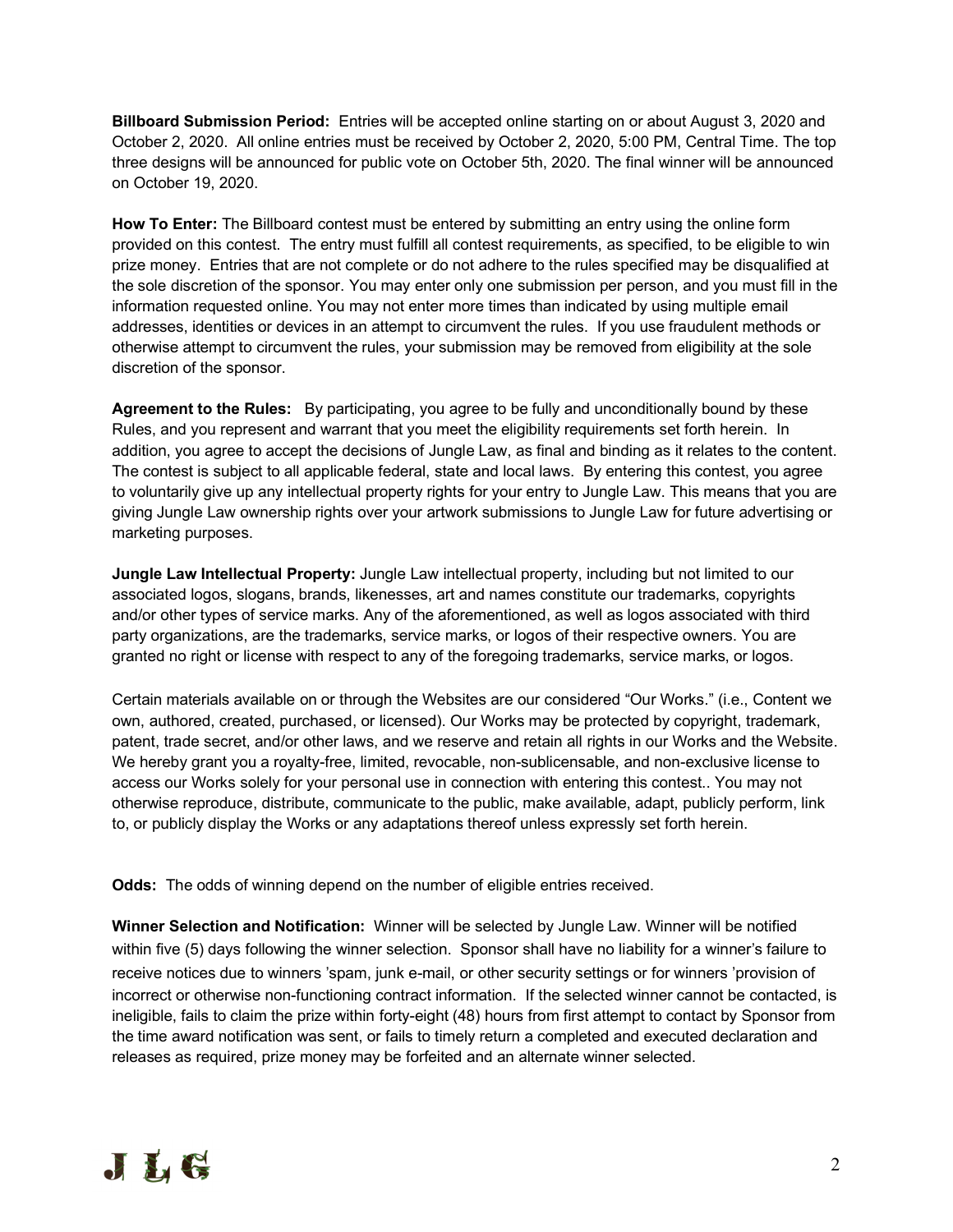**Billboard Submission Period:** Entries will be accepted online starting on or about August 3, 2020 and October 2, 2020. All online entries must be received by October 2, 2020, 5:00 PM, Central Time. The top three designs will be announced for public vote on October 5th, 2020. The final winner will be announced on October 19, 2020.

**How To Enter:** The Billboard contest must be entered by submitting an entry using the online form provided on this contest. The entry must fulfill all contest requirements, as specified, to be eligible to win prize money. Entries that are not complete or do not adhere to the rules specified may be disqualified at the sole discretion of the sponsor. You may enter only one submission per person, and you must fill in the information requested online. You may not enter more times than indicated by using multiple email addresses, identities or devices in an attempt to circumvent the rules. If you use fraudulent methods or otherwise attempt to circumvent the rules, your submission may be removed from eligibility at the sole discretion of the sponsor.

**Agreement to the Rules:** By participating, you agree to be fully and unconditionally bound by these Rules, and you represent and warrant that you meet the eligibility requirements set forth herein. In addition, you agree to accept the decisions of Jungle Law, as final and binding as it relates to the content. The contest is subject to all applicable federal, state and local laws. By entering this contest, you agree to voluntarily give up any intellectual property rights for your entry to Jungle Law. This means that you are giving Jungle Law ownership rights over your artwork submissions to Jungle Law for future advertising or marketing purposes.

**Jungle Law Intellectual Property:** Jungle Law intellectual property, including but not limited to our associated logos, slogans, brands, likenesses, art and names constitute our trademarks, copyrights and/or other types of service marks. Any of the aforementioned, as well as logos associated with third party organizations, are the trademarks, service marks, or logos of their respective owners. You are granted no right or license with respect to any of the foregoing trademarks, service marks, or logos.

Certain materials available on or through the Websites are our considered "Our Works." (i.e., Content we own, authored, created, purchased, or licensed). Our Works may be protected by copyright, trademark, patent, trade secret, and/or other laws, and we reserve and retain all rights in our Works and the Website. We hereby grant you a royalty-free, limited, revocable, non-sublicensable, and non-exclusive license to access our Works solely for your personal use in connection with entering this contest.. You may not otherwise reproduce, distribute, communicate to the public, make available, adapt, publicly perform, link to, or publicly display the Works or any adaptations thereof unless expressly set forth herein.

**Odds:** The odds of winning depend on the number of eligible entries received.

**Winner Selection and Notification:** Winner will be selected by Jungle Law. Winner will be notified within five (5) days following the winner selection. Sponsor shall have no liability for a winner's failure to receive notices due to winners 'spam, junk e-mail, or other security settings or for winners 'provision of incorrect or otherwise non-functioning contract information. If the selected winner cannot be contacted, is ineligible, fails to claim the prize within forty-eight (48) hours from first attempt to contact by Sponsor from the time award notification was sent, or fails to timely return a completed and executed declaration and releases as required, prize money may be forfeited and an alternate winner selected.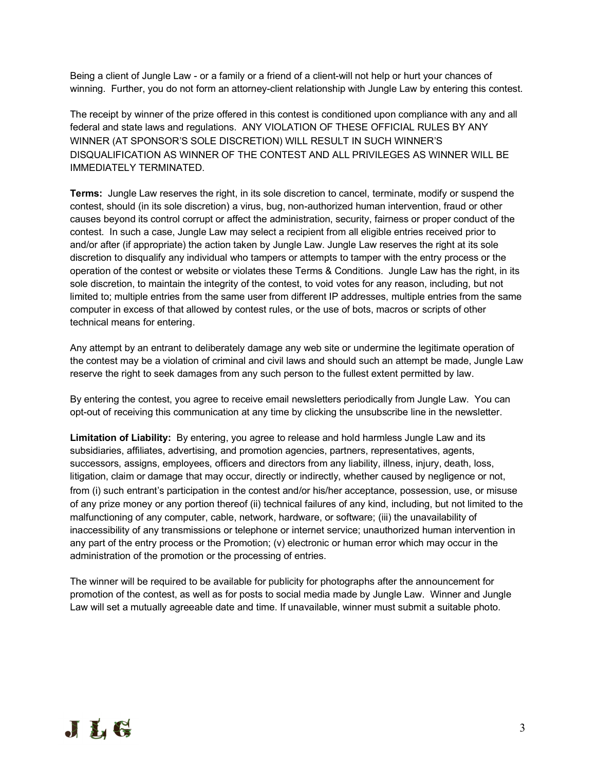Being a client of Jungle Law - or a family or a friend of a client-will not help or hurt your chances of winning. Further, you do not form an attorney-client relationship with Jungle Law by entering this contest.

The receipt by winner of the prize offered in this contest is conditioned upon compliance with any and all federal and state laws and regulations. ANY VIOLATION OF THESE OFFICIAL RULES BY ANY WINNER (AT SPONSOR'S SOLE DISCRETION) WILL RESULT IN SUCH WINNER'S DISQUALIFICATION AS WINNER OF THE CONTEST AND ALL PRIVILEGES AS WINNER WILL BE IMMEDIATELY TERMINATED.

**Terms:** Jungle Law reserves the right, in its sole discretion to cancel, terminate, modify or suspend the contest, should (in its sole discretion) a virus, bug, non-authorized human intervention, fraud or other causes beyond its control corrupt or affect the administration, security, fairness or proper conduct of the contest. In such a case, Jungle Law may select a recipient from all eligible entries received prior to and/or after (if appropriate) the action taken by Jungle Law. Jungle Law reserves the right at its sole discretion to disqualify any individual who tampers or attempts to tamper with the entry process or the operation of the contest or website or violates these Terms & Conditions. Jungle Law has the right, in its sole discretion, to maintain the integrity of the contest, to void votes for any reason, including, but not limited to; multiple entries from the same user from different IP addresses, multiple entries from the same computer in excess of that allowed by contest rules, or the use of bots, macros or scripts of other technical means for entering.

Any attempt by an entrant to deliberately damage any web site or undermine the legitimate operation of the contest may be a violation of criminal and civil laws and should such an attempt be made, Jungle Law reserve the right to seek damages from any such person to the fullest extent permitted by law.

By entering the contest, you agree to receive email newsletters periodically from Jungle Law. You can opt-out of receiving this communication at any time by clicking the unsubscribe line in the newsletter.

**Limitation of Liability:** By entering, you agree to release and hold harmless Jungle Law and its subsidiaries, affiliates, advertising, and promotion agencies, partners, representatives, agents, successors, assigns, employees, officers and directors from any liability, illness, injury, death, loss, litigation, claim or damage that may occur, directly or indirectly, whether caused by negligence or not, from (i) such entrant's participation in the contest and/or his/her acceptance, possession, use, or misuse of any prize money or any portion thereof (ii) technical failures of any kind, including, but not limited to the malfunctioning of any computer, cable, network, hardware, or software; (iii) the unavailability of inaccessibility of any transmissions or telephone or internet service; unauthorized human intervention in any part of the entry process or the Promotion; (v) electronic or human error which may occur in the administration of the promotion or the processing of entries.

The winner will be required to be available for publicity for photographs after the announcement for promotion of the contest, as well as for posts to social media made by Jungle Law. Winner and Jungle Law will set a mutually agreeable date and time. If unavailable, winner must submit a suitable photo.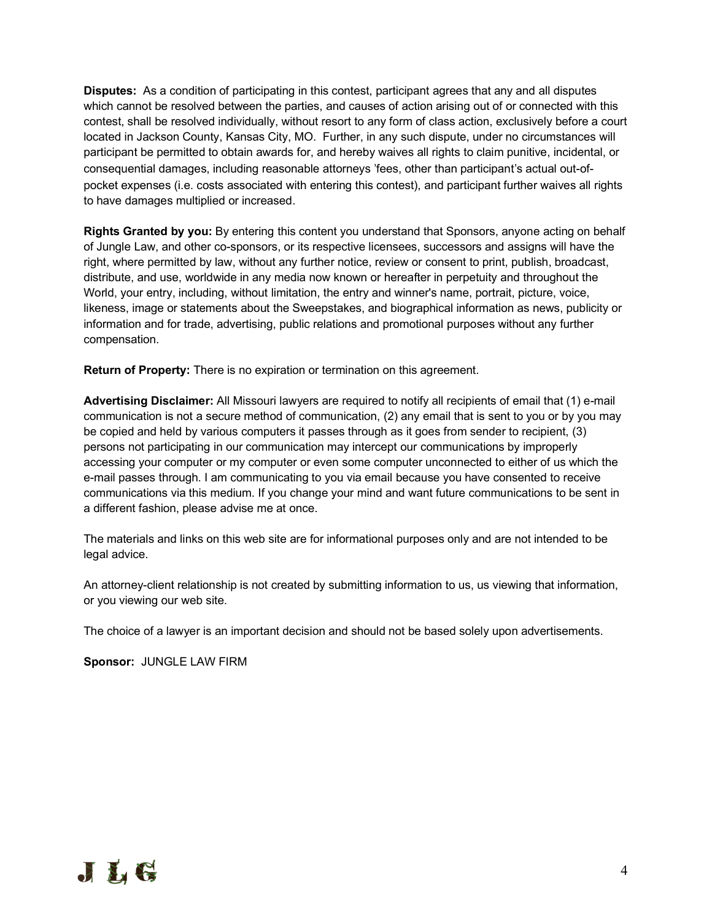**Disputes:** As a condition of participating in this contest, participant agrees that any and all disputes which cannot be resolved between the parties, and causes of action arising out of or connected with this contest, shall be resolved individually, without resort to any form of class action, exclusively before a court located in Jackson County, Kansas City, MO. Further, in any such dispute, under no circumstances will participant be permitted to obtain awards for, and hereby waives all rights to claim punitive, incidental, or consequential damages, including reasonable attorneys 'fees, other than participant's actual out-of-pocket expenses (i.e. costs associated with entering this contest), and participant further waives all rights to have damages multiplied or increased.

**Rights Granted by you:** By entering this content you understand that Sponsors, anyone acting on behalf of Jungle Law, and other co-sponsors, or its respective licensees, successors and assigns will have the right, where permitted by law, without any further notice, review or consent to print, publish, broadcast, distribute, and use, worldwide in any media now known or hereafter in perpetuity and throughout the World, your entry, including, without limitation, the entry and winner's name, portrait, picture, voice, likeness, image or statements about the Sweepstakes, and biographical information as news, publicity or information and for trade, advertising, public relations and promotional purposes without any further compensation.

**Return of Property:** There is no expiration or termination on this agreement.

**Advertising Disclaimer:** All Missouri lawyers are required to notify all recipients of email that (1) e-mail communication is not a secure method of communication, (2) any email that is sent to you or by you may be copied and held by various computers it passes through as it goes from sender to recipient, (3) persons not participating in our communication may intercept our communications by improperly accessing your computer or my computer or even some computer unconnected to either of us which the e-mail passes through. I am communicating to you via email because you have consented to receive communications via this medium. If you change your mind and want future communications to be sent in a different fashion, please advise me at once.

The materials and links on this web site are for informational purposes only and are not intended to be legal advice.

An attorney-client relationship is not created by submitting information to us, us viewing that information, or you viewing our web site.

The choice of a lawyer is an important decision and should not be based solely upon advertisements.

**Sponsor:** JUNGLE LAW FIRM